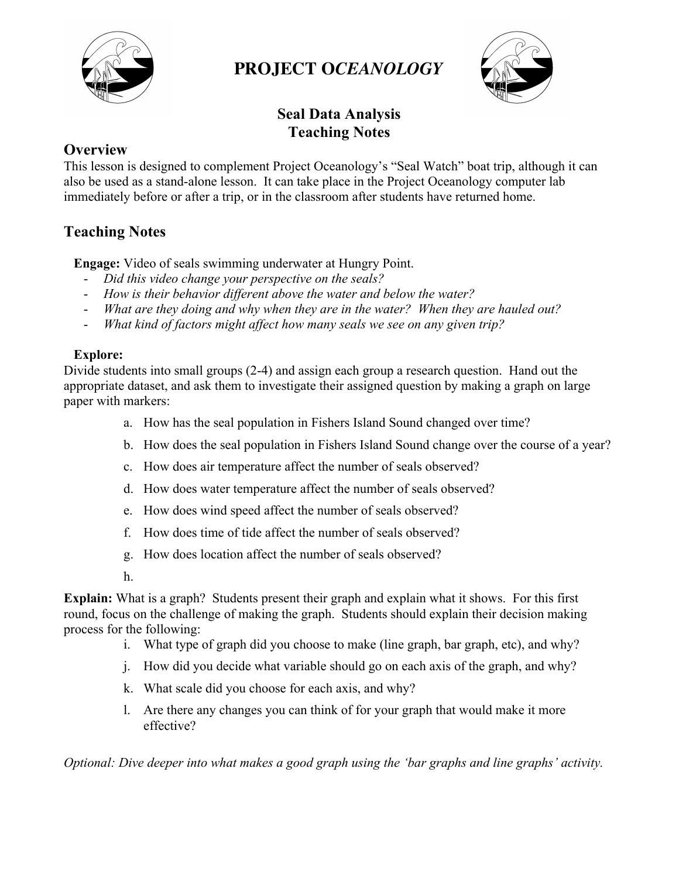# PROJECT O*CEANOLOGY*

## Seal Data Analysis
## Teaching Notes

## Overview

This lesson is designed to complement Project Oceanology's "Seal Watch" boat trip, although it can also be used as a stand-alone lesson. It can take place in the Project Oceanology computer lab immediately before or after a trip, or in the classroom after students have returned home.

## Teaching Notes

**Engage:** Video of seals swimming underwater at Hungry Point.

- *Did this video change your perspective on the seals?*
- *How is their behavior different above the water and below the water?*
- *What are they doing and why when they are in the water? When they are hauled out?*
- *What kind of factors might affect how many seals we see on any given trip?*

**Explore:**

Divide students into small groups (2-4) and assign each group a research question. Hand out the appropriate dataset, and ask them to investigate their assigned question by making a graph on large paper with markers:

a. How has the seal population in Fishers Island Sound changed over time?

b. How does the seal population in Fishers Island Sound change over the course of a year?

c. How does air temperature affect the number of seals observed?

d. How does water temperature affect the number of seals observed?

e. How does wind speed affect the number of seals observed?

f. How does time of tide affect the number of seals observed?

g. How does location affect the number of seals observed?

h.

**Explain:** What is a graph? Students present their graph and explain what it shows. For this first round, focus on the challenge of making the graph. Students should explain their decision making process for the following:

i. What type of graph did you choose to make (line graph, bar graph, etc), and why?

j. How did you decide what variable should go on each axis of the graph, and why?

k. What scale did you choose for each axis, and why?

l. Are there any changes you can think of for your graph that would make it more effective?

*Optional: Dive deeper into what makes a good graph using the 'bar graphs and line graphs' activity.*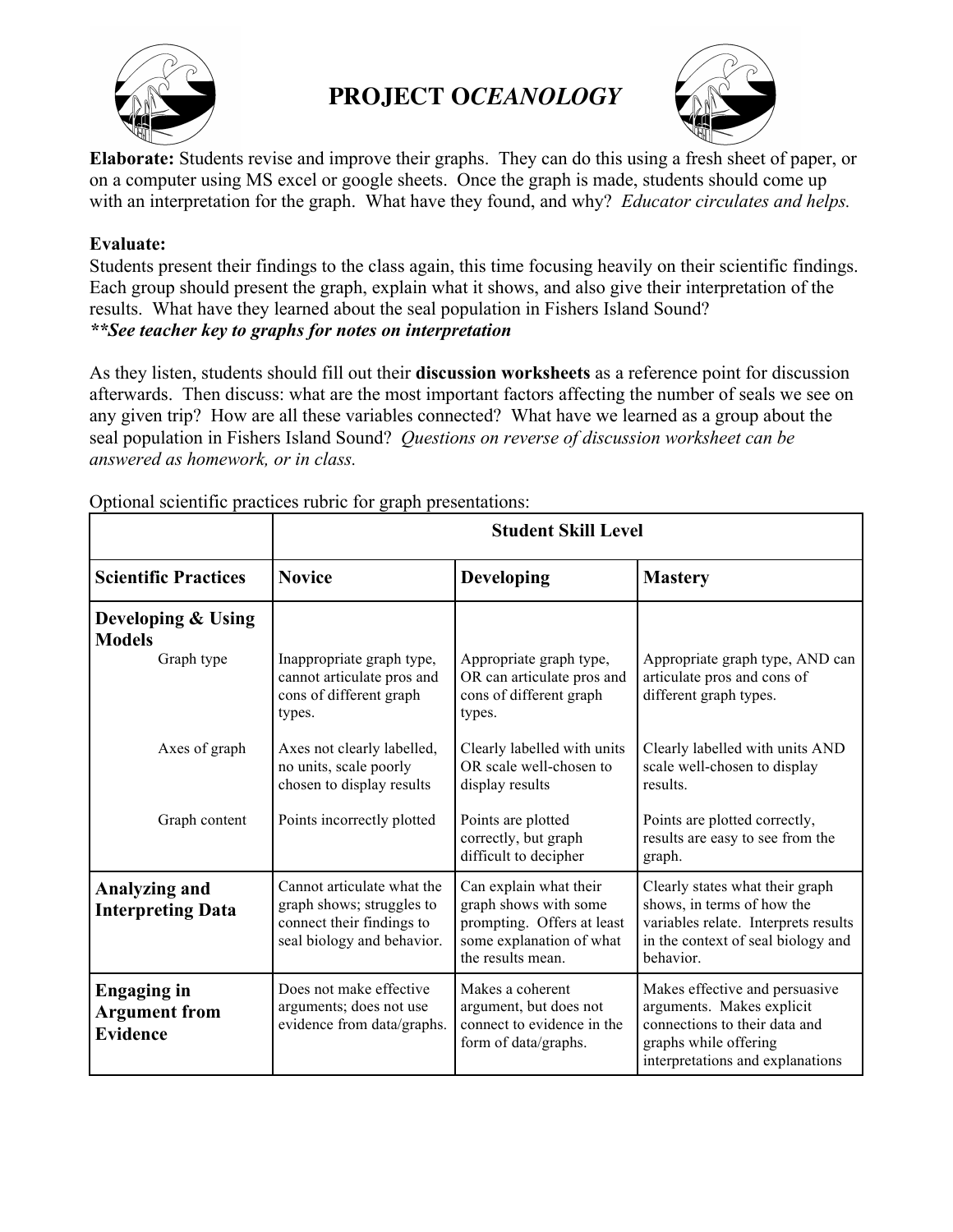# PROJECT O*CEANOLOGY*

**Elaborate:** Students revise and improve their graphs. They can do this using a fresh sheet of paper, or on a computer using MS excel or google sheets. Once the graph is made, students should come up with an interpretation for the graph. What have they found, and why? *Educator circulates and helps.*

**Evaluate:**
Students present their findings to the class again, this time focusing heavily on their scientific findings. Each group should present the graph, explain what it shows, and also give their interpretation of the results. What have they learned about the seal population in Fishers Island Sound?
***\*\*See teacher key to graphs for notes on interpretation***

As they listen, students should fill out their **discussion worksheets** as a reference point for discussion afterwards. Then discuss: what are the most important factors affecting the number of seals we see on any given trip? How are all these variables connected? What have we learned as a group about the seal population in Fishers Island Sound? *Questions on reverse of discussion worksheet can be answered as homework, or in class.*

Optional scientific practices rubric for graph presentations:

| | **Student Skill Level** | | |
|---|---|---|---|
| **Scientific Practices** | **Novice** | **Developing** | **Mastery** |
| **Developing & Using Models** | | | |
| Graph type | Inappropriate graph type, cannot articulate pros and cons of different graph types. | Appropriate graph type, OR can articulate pros and cons of different graph types. | Appropriate graph type, AND can articulate pros and cons of different graph types. |
| Axes of graph | Axes not clearly labelled, no units, scale poorly chosen to display results | Clearly labelled with units OR scale well-chosen to display results | Clearly labelled with units AND scale well-chosen to display results. |
| Graph content | Points incorrectly plotted | Points are plotted correctly, but graph difficult to decipher | Points are plotted correctly, results are easy to see from the graph. |
| **Analyzing and Interpreting Data** | Cannot articulate what the graph shows; struggles to connect their findings to seal biology and behavior. | Can explain what their graph shows with some prompting. Offers at least some explanation of what the results mean. | Clearly states what their graph shows, in terms of how the variables relate. Interprets results in the context of seal biology and behavior. |
| **Engaging in Argument from Evidence** | Does not make effective arguments; does not use evidence from data/graphs. | Makes a coherent argument, but does not connect to evidence in the form of data/graphs. | Makes effective and persuasive arguments. Makes explicit connections to their data and graphs while offering interpretations and explanations |